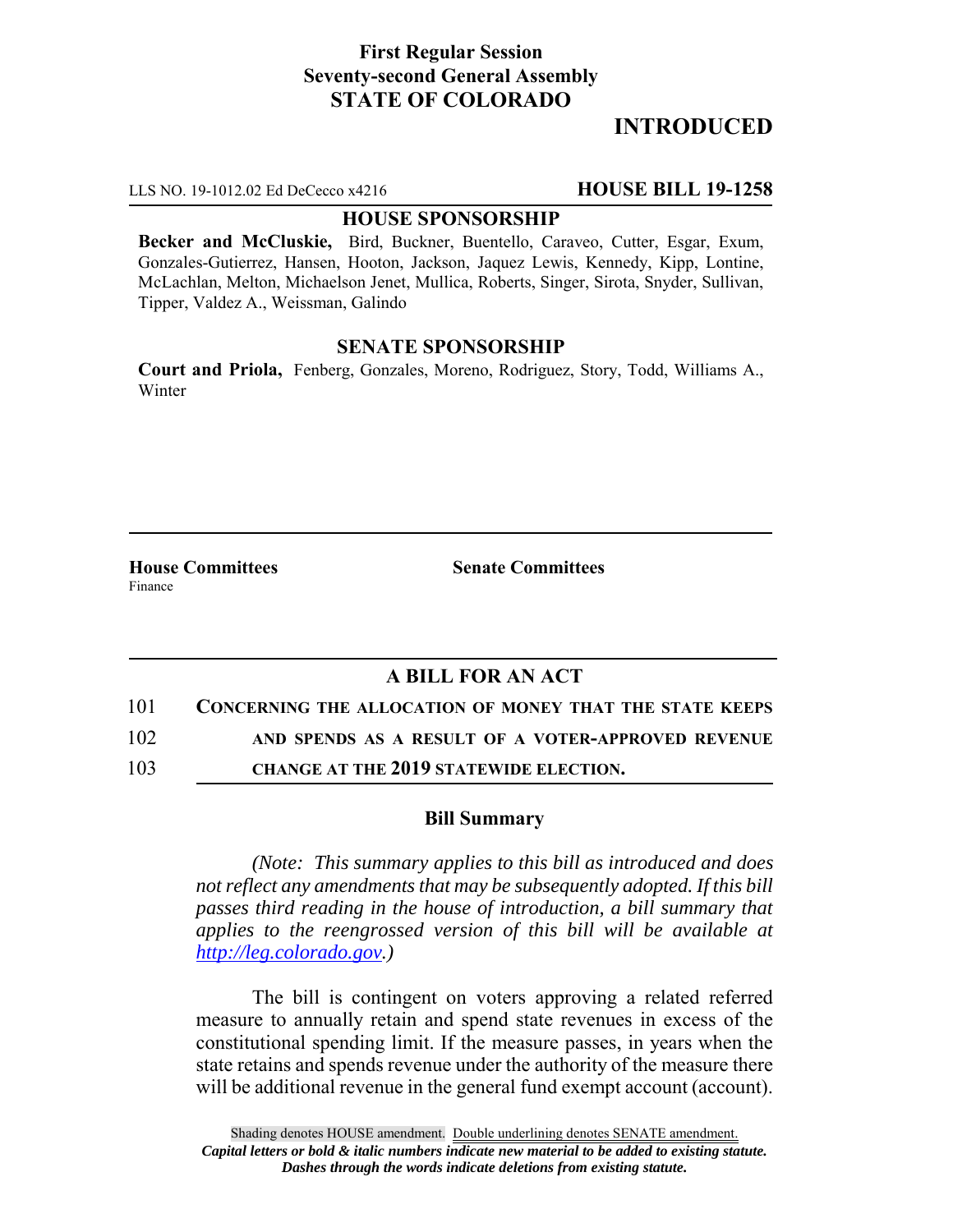**First Regular Session**
**Seventy-second General Assembly**
**STATE OF COLORADO**

**INTRODUCED**

LLS NO. 19-1012.02 Ed DeCecco x4216 **HOUSE BILL 19-1258**

**HOUSE SPONSORSHIP**

**Becker and McCluskie,** Bird, Buckner, Buentello, Caraveo, Cutter, Esgar, Exum, Gonzales-Gutierrez, Hansen, Hooton, Jackson, Jaquez Lewis, Kennedy, Kipp, Lontine, McLachlan, Melton, Michaelson Jenet, Mullica, Roberts, Singer, Sirota, Snyder, Sullivan, Tipper, Valdez A., Weissman, Galindo

**SENATE SPONSORSHIP**

**Court and Priola,** Fenberg, Gonzales, Moreno, Rodriguez, Story, Todd, Williams A., Winter

**House Committees**
Finance

**Senate Committees**

## A BILL FOR AN ACT

101 **CONCERNING THE ALLOCATION OF MONEY THAT THE STATE KEEPS**
102 **AND SPENDS AS A RESULT OF A VOTER-APPROVED REVENUE**
103 **CHANGE AT THE 2019 STATEWIDE ELECTION.**

### Bill Summary

*(Note: This summary applies to this bill as introduced and does not reflect any amendments that may be subsequently adopted. If this bill passes third reading in the house of introduction, a bill summary that applies to the reengrossed version of this bill will be available at http://leg.colorado.gov.)*

The bill is contingent on voters approving a related referred measure to annually retain and spend state revenues in excess of the constitutional spending limit. If the measure passes, in years when the state retains and spends revenue under the authority of the measure there will be additional revenue in the general fund exempt account (account).

Shading denotes HOUSE amendment. Double underlining denotes SENATE amendment.
*Capital letters or bold & italic numbers indicate new material to be added to existing statute.*
*Dashes through the words indicate deletions from existing statute.*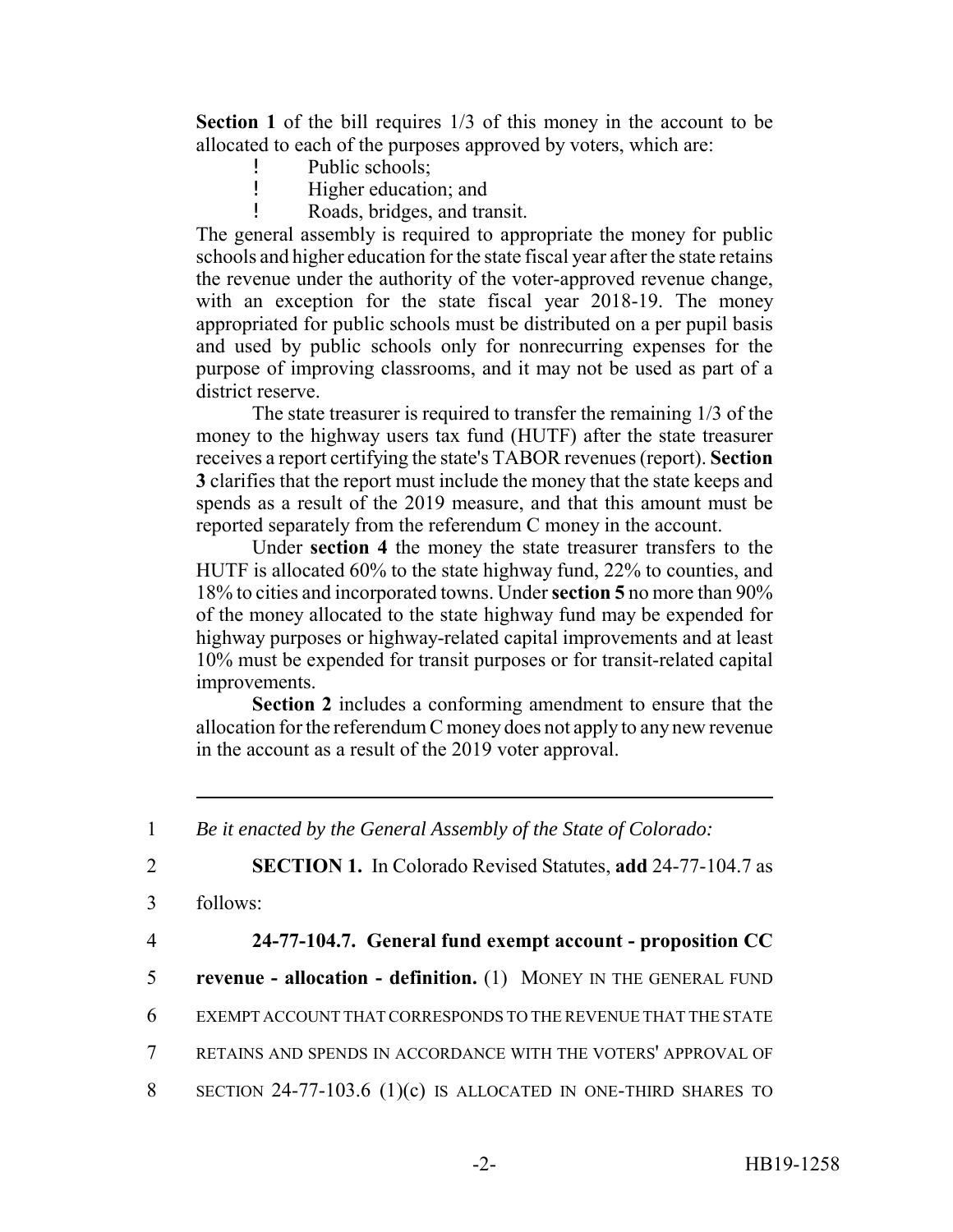**Section 1** of the bill requires 1/3 of this money in the account to be allocated to each of the purposes approved by voters, which are:

- Public schools;
- Higher education; and
- Roads, bridges, and transit.

The general assembly is required to appropriate the money for public schools and higher education for the state fiscal year after the state retains the revenue under the authority of the voter-approved revenue change, with an exception for the state fiscal year 2018-19. The money appropriated for public schools must be distributed on a per pupil basis and used by public schools only for nonrecurring expenses for the purpose of improving classrooms, and it may not be used as part of a district reserve.

The state treasurer is required to transfer the remaining 1/3 of the money to the highway users tax fund (HUTF) after the state treasurer receives a report certifying the state's TABOR revenues (report). **Section 3** clarifies that the report must include the money that the state keeps and spends as a result of the 2019 measure, and that this amount must be reported separately from the referendum C money in the account.

Under **section 4** the money the state treasurer transfers to the HUTF is allocated 60% to the state highway fund, 22% to counties, and 18% to cities and incorporated towns. Under **section 5** no more than 90% of the money allocated to the state highway fund may be expended for highway purposes or highway-related capital improvements and at least 10% must be expended for transit purposes or for transit-related capital improvements.

**Section 2** includes a conforming amendment to ensure that the allocation for the referendum C money does not apply to any new revenue in the account as a result of the 2019 voter approval.

---

1 *Be it enacted by the General Assembly of the State of Colorado:*

2 **SECTION 1.** In Colorado Revised Statutes, **add** 24-77-104.7 as

3 follows:

4 **24-77-104.7. General fund exempt account - proposition CC**

5 **revenue - allocation - definition.** (1) MONEY IN THE GENERAL FUND

6 EXEMPT ACCOUNT THAT CORRESPONDS TO THE REVENUE THAT THE STATE

7 RETAINS AND SPENDS IN ACCORDANCE WITH THE VOTERS' APPROVAL OF

8 SECTION 24-77-103.6 (1)(c) IS ALLOCATED IN ONE-THIRD SHARES TO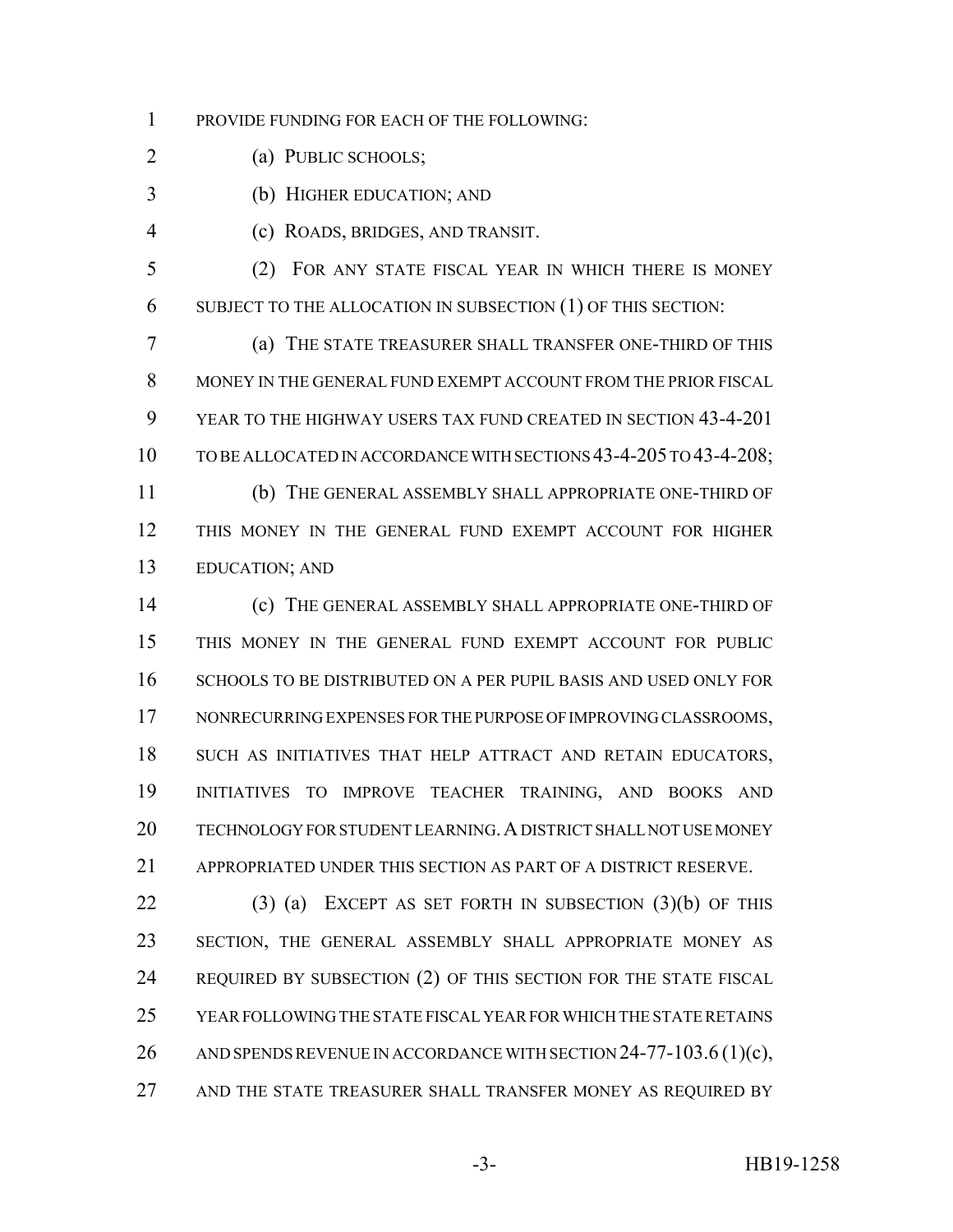PROVIDE FUNDING FOR EACH OF THE FOLLOWING:

(a) PUBLIC SCHOOLS;

(b) HIGHER EDUCATION; AND

(c) ROADS, BRIDGES, AND TRANSIT.

(2) FOR ANY STATE FISCAL YEAR IN WHICH THERE IS MONEY SUBJECT TO THE ALLOCATION IN SUBSECTION (1) OF THIS SECTION:

(a) THE STATE TREASURER SHALL TRANSFER ONE-THIRD OF THIS MONEY IN THE GENERAL FUND EXEMPT ACCOUNT FROM THE PRIOR FISCAL YEAR TO THE HIGHWAY USERS TAX FUND CREATED IN SECTION 43-4-201 TO BE ALLOCATED IN ACCORDANCE WITH SECTIONS 43-4-205 TO 43-4-208;

(b) THE GENERAL ASSEMBLY SHALL APPROPRIATE ONE-THIRD OF THIS MONEY IN THE GENERAL FUND EXEMPT ACCOUNT FOR HIGHER EDUCATION; AND

(c) THE GENERAL ASSEMBLY SHALL APPROPRIATE ONE-THIRD OF THIS MONEY IN THE GENERAL FUND EXEMPT ACCOUNT FOR PUBLIC SCHOOLS TO BE DISTRIBUTED ON A PER PUPIL BASIS AND USED ONLY FOR NONRECURRING EXPENSES FOR THE PURPOSE OF IMPROVING CLASSROOMS, SUCH AS INITIATIVES THAT HELP ATTRACT AND RETAIN EDUCATORS, INITIATIVES TO IMPROVE TEACHER TRAINING, AND BOOKS AND TECHNOLOGY FOR STUDENT LEARNING. A DISTRICT SHALL NOT USE MONEY APPROPRIATED UNDER THIS SECTION AS PART OF A DISTRICT RESERVE.

(3) (a) EXCEPT AS SET FORTH IN SUBSECTION (3)(b) OF THIS SECTION, THE GENERAL ASSEMBLY SHALL APPROPRIATE MONEY AS REQUIRED BY SUBSECTION (2) OF THIS SECTION FOR THE STATE FISCAL YEAR FOLLOWING THE STATE FISCAL YEAR FOR WHICH THE STATE RETAINS AND SPENDS REVENUE IN ACCORDANCE WITH SECTION 24-77-103.6 (1)(c), AND THE STATE TREASURER SHALL TRANSFER MONEY AS REQUIRED BY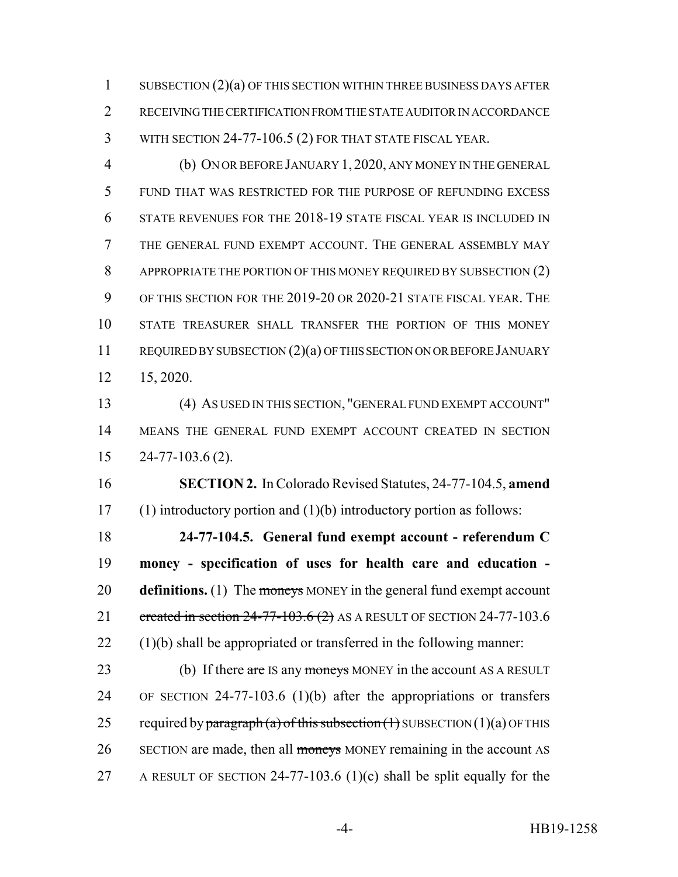SUBSECTION (2)(a) OF THIS SECTION WITHIN THREE BUSINESS DAYS AFTER RECEIVING THE CERTIFICATION FROM THE STATE AUDITOR IN ACCORDANCE WITH SECTION 24-77-106.5 (2) FOR THAT STATE FISCAL YEAR.

(b) ON OR BEFORE JANUARY 1, 2020, ANY MONEY IN THE GENERAL FUND THAT WAS RESTRICTED FOR THE PURPOSE OF REFUNDING EXCESS STATE REVENUES FOR THE 2018-19 STATE FISCAL YEAR IS INCLUDED IN THE GENERAL FUND EXEMPT ACCOUNT. THE GENERAL ASSEMBLY MAY APPROPRIATE THE PORTION OF THIS MONEY REQUIRED BY SUBSECTION (2) OF THIS SECTION FOR THE 2019-20 OR 2020-21 STATE FISCAL YEAR. THE STATE TREASURER SHALL TRANSFER THE PORTION OF THIS MONEY REQUIRED BY SUBSECTION (2)(a) OF THIS SECTION ON OR BEFORE JANUARY 15, 2020.

(4) AS USED IN THIS SECTION, "GENERAL FUND EXEMPT ACCOUNT" MEANS THE GENERAL FUND EXEMPT ACCOUNT CREATED IN SECTION 24-77-103.6 (2).

**SECTION 2.** In Colorado Revised Statutes, 24-77-104.5, **amend** (1) introductory portion and (1)(b) introductory portion as follows:

**24-77-104.5. General fund exempt account - referendum C money - specification of uses for health care and education - definitions.** (1) The ~~moneys~~ MONEY in the general fund exempt account ~~created in section 24-77-103.6 (2)~~ AS A RESULT OF SECTION 24-77-103.6 (1)(b) shall be appropriated or transferred in the following manner:

(b) If there ~~are~~ IS any ~~moneys~~ MONEY in the account AS A RESULT OF SECTION 24-77-103.6 (1)(b) after the appropriations or transfers required by ~~paragraph (a) of this subsection (1)~~ SUBSECTION (1)(a) OF THIS SECTION are made, then all ~~moneys~~ MONEY remaining in the account AS A RESULT OF SECTION 24-77-103.6 (1)(c) shall be split equally for the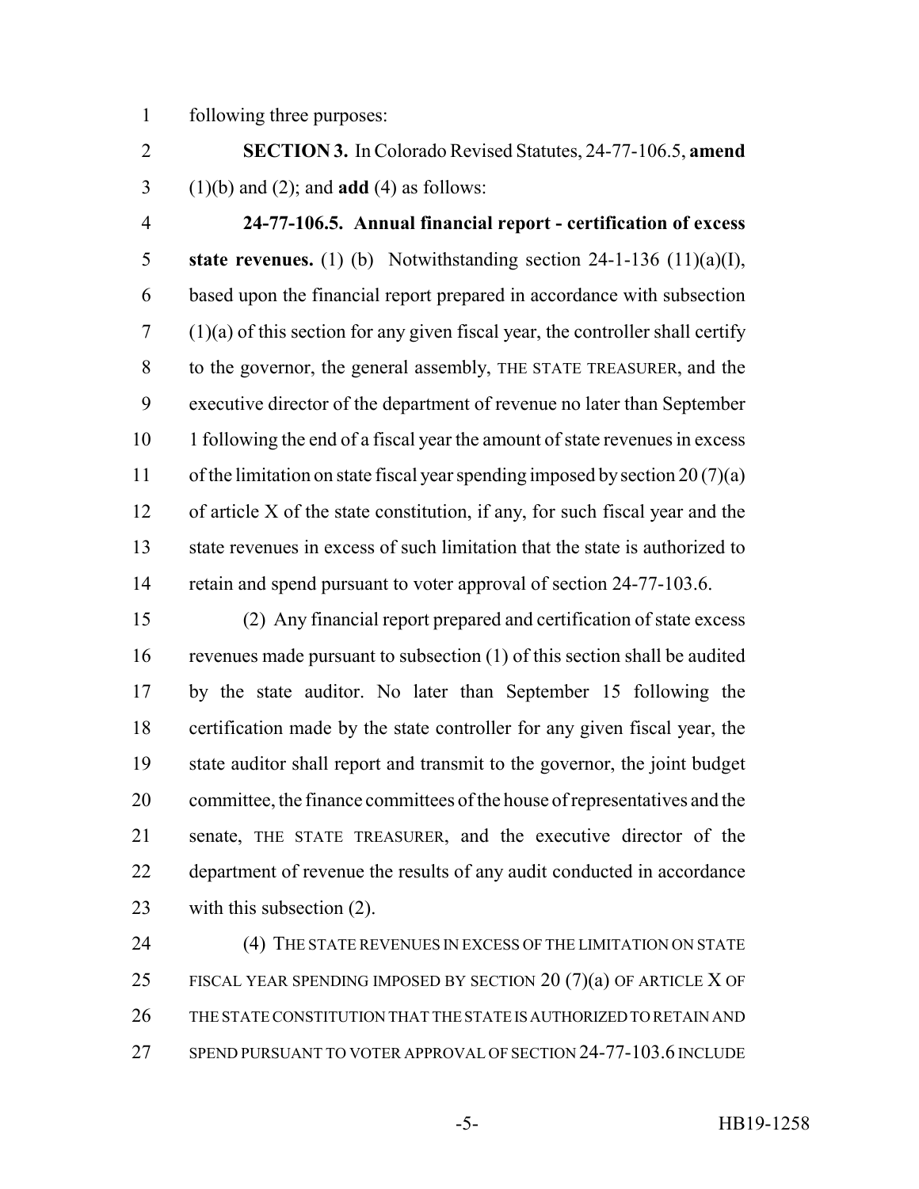following three purposes:

**SECTION 3.** In Colorado Revised Statutes, 24-77-106.5, **amend** (1)(b) and (2); and **add** (4) as follows:

**24-77-106.5. Annual financial report - certification of excess state revenues.** (1) (b) Notwithstanding section 24-1-136 (11)(a)(I), based upon the financial report prepared in accordance with subsection (1)(a) of this section for any given fiscal year, the controller shall certify to the governor, the general assembly, THE STATE TREASURER, and the executive director of the department of revenue no later than September 1 following the end of a fiscal year the amount of state revenues in excess of the limitation on state fiscal year spending imposed by section 20 (7)(a) of article X of the state constitution, if any, for such fiscal year and the state revenues in excess of such limitation that the state is authorized to retain and spend pursuant to voter approval of section 24-77-103.6.

(2) Any financial report prepared and certification of state excess revenues made pursuant to subsection (1) of this section shall be audited by the state auditor. No later than September 15 following the certification made by the state controller for any given fiscal year, the state auditor shall report and transmit to the governor, the joint budget committee, the finance committees of the house of representatives and the senate, THE STATE TREASURER, and the executive director of the department of revenue the results of any audit conducted in accordance with this subsection (2).

(4) THE STATE REVENUES IN EXCESS OF THE LIMITATION ON STATE FISCAL YEAR SPENDING IMPOSED BY SECTION 20 (7)(a) OF ARTICLE X OF THE STATE CONSTITUTION THAT THE STATE IS AUTHORIZED TO RETAIN AND SPEND PURSUANT TO VOTER APPROVAL OF SECTION 24-77-103.6 INCLUDE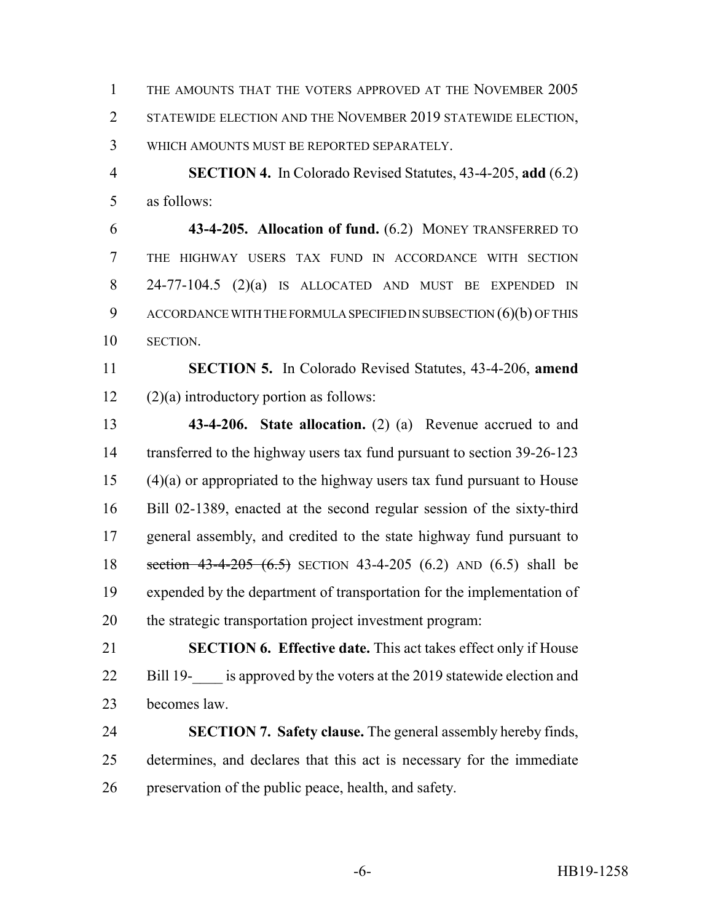THE AMOUNTS THAT THE VOTERS APPROVED AT THE NOVEMBER 2005 STATEWIDE ELECTION AND THE NOVEMBER 2019 STATEWIDE ELECTION, WHICH AMOUNTS MUST BE REPORTED SEPARATELY.

**SECTION 4.** In Colorado Revised Statutes, 43-4-205, **add** (6.2) as follows:

**43-4-205. Allocation of fund.** (6.2) MONEY TRANSFERRED TO THE HIGHWAY USERS TAX FUND IN ACCORDANCE WITH SECTION 24-77-104.5 (2)(a) IS ALLOCATED AND MUST BE EXPENDED IN ACCORDANCE WITH THE FORMULA SPECIFIED IN SUBSECTION (6)(b) OF THIS SECTION.

**SECTION 5.** In Colorado Revised Statutes, 43-4-206, **amend** (2)(a) introductory portion as follows:

**43-4-206. State allocation.** (2) (a) Revenue accrued to and transferred to the highway users tax fund pursuant to section 39-26-123 (4)(a) or appropriated to the highway users tax fund pursuant to House Bill 02-1389, enacted at the second regular session of the sixty-third general assembly, and credited to the state highway fund pursuant to ~~section 43-4-205 (6.5)~~ SECTION 43-4-205 (6.2) AND (6.5) shall be expended by the department of transportation for the implementation of the strategic transportation project investment program:

**SECTION 6. Effective date.** This act takes effect only if House Bill 19-____ is approved by the voters at the 2019 statewide election and becomes law.

**SECTION 7. Safety clause.** The general assembly hereby finds, determines, and declares that this act is necessary for the immediate preservation of the public peace, health, and safety.